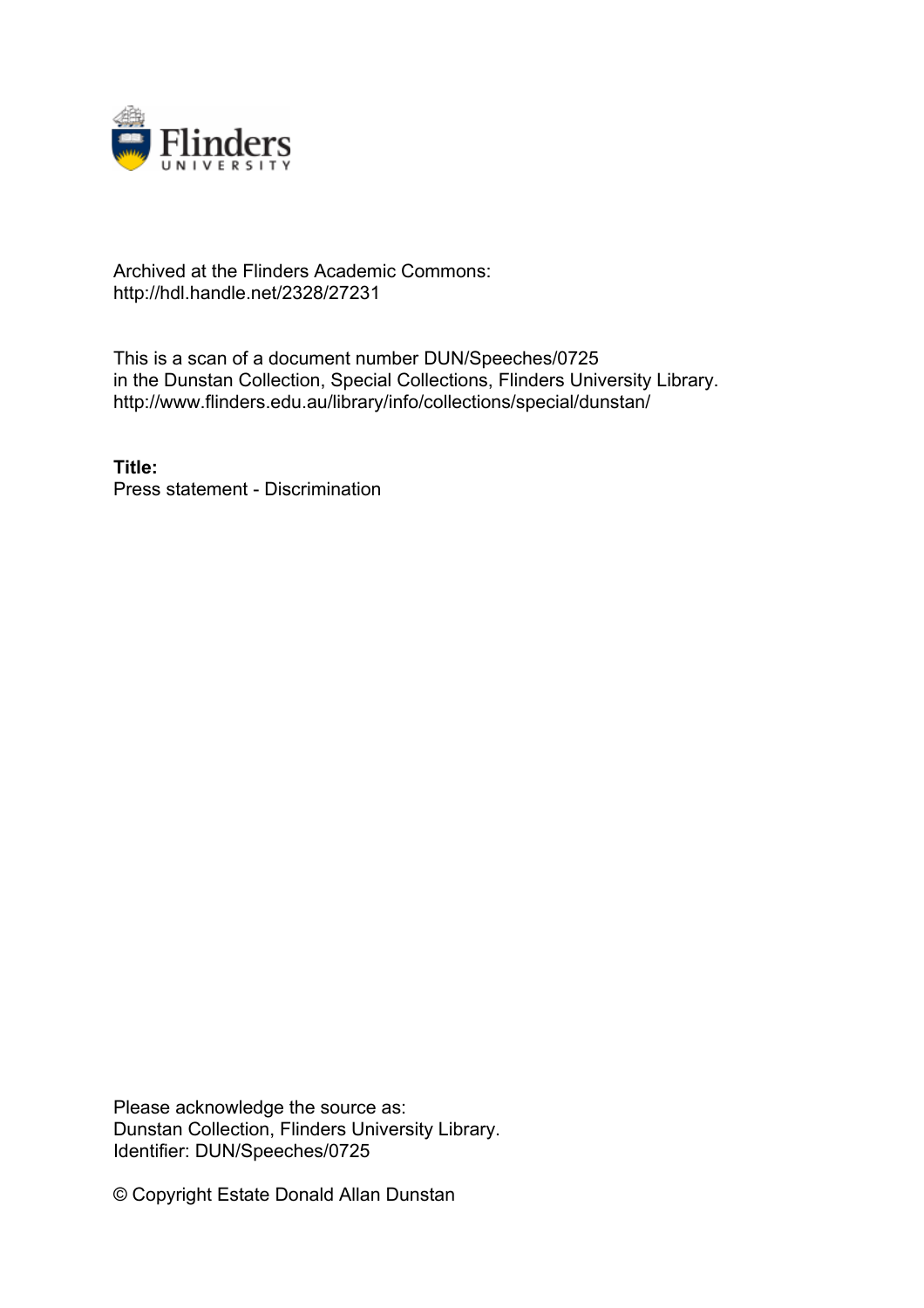Archived at the Flinders Academic Commons:
http://hdl.handle.net/2328/27231

This is a scan of a document number DUN/Speeches/0725
in the Dunstan Collection, Special Collections, Flinders University Library.
http://www.flinders.edu.au/library/info/collections/special/dunstan/

**Title:**
Press statement - Discrimination

Please acknowledge the source as:
Dunstan Collection, Flinders University Library.
Identifier: DUN/Speeches/0725

© Copyright Estate Donald Allan Dunstan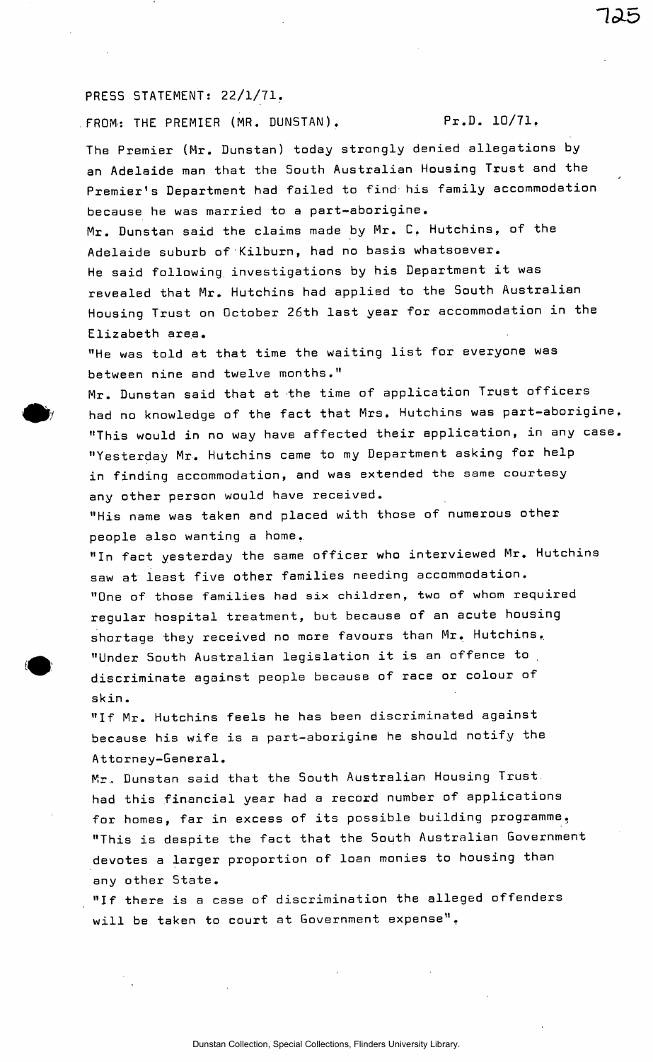PRESS STATEMENT: 22/1/71.

FROM: THE PREMIER (MR. DUNSTAN). Pr.D. 10/71.

The Premier (Mr. Dunstan) today strongly denied allegations by an Adelaide man that the South Australian Housing Trust and the Premier's Department had failed to find his family accommodation because he was married to a part-aborigine.

Mr. Dunstan said the claims made by Mr. C. Hutchins, of the Adelaide suburb of Kilburn, had no basis whatsoever.

He said following investigations by his Department it was revealed that Mr. Hutchins had applied to the South Australian Housing Trust on October 26th last year for accommodation in the Elizabeth area.

"He was told at that time the waiting list for everyone was between nine and twelve months."

Mr. Dunstan said that at the time of application Trust officers had no knowledge of the fact that Mrs. Hutchins was part-aborigine.

"This would in no way have affected their application, in any case.

"Yesterday Mr. Hutchins came to my Department asking for help in finding accommodation, and was extended the same courtesy any other person would have received.

"His name was taken and placed with those of numerous other people also wanting a home.

"In fact yesterday the same officer who interviewed Mr. Hutchins saw at least five other families needing accommodation.

"One of those families had six children, two of whom required regular hospital treatment, but because of an acute housing shortage they received no more favours than Mr. Hutchins.

"Under South Australian legislation it is an offence to discriminate against people because of race or colour of skin.

"If Mr. Hutchins feels he has been discriminated against because his wife is a part-aborigine he should notify the Attorney-General.

Mr. Dunstan said that the South Australian Housing Trust had this financial year had a record number of applications for homes, far in excess of its possible building programme.

"This is despite the fact that the South Australian Government devotes a larger proportion of loan monies to housing than any other State.

"If there is a case of discrimination the alleged offenders will be taken to court at Government expense".